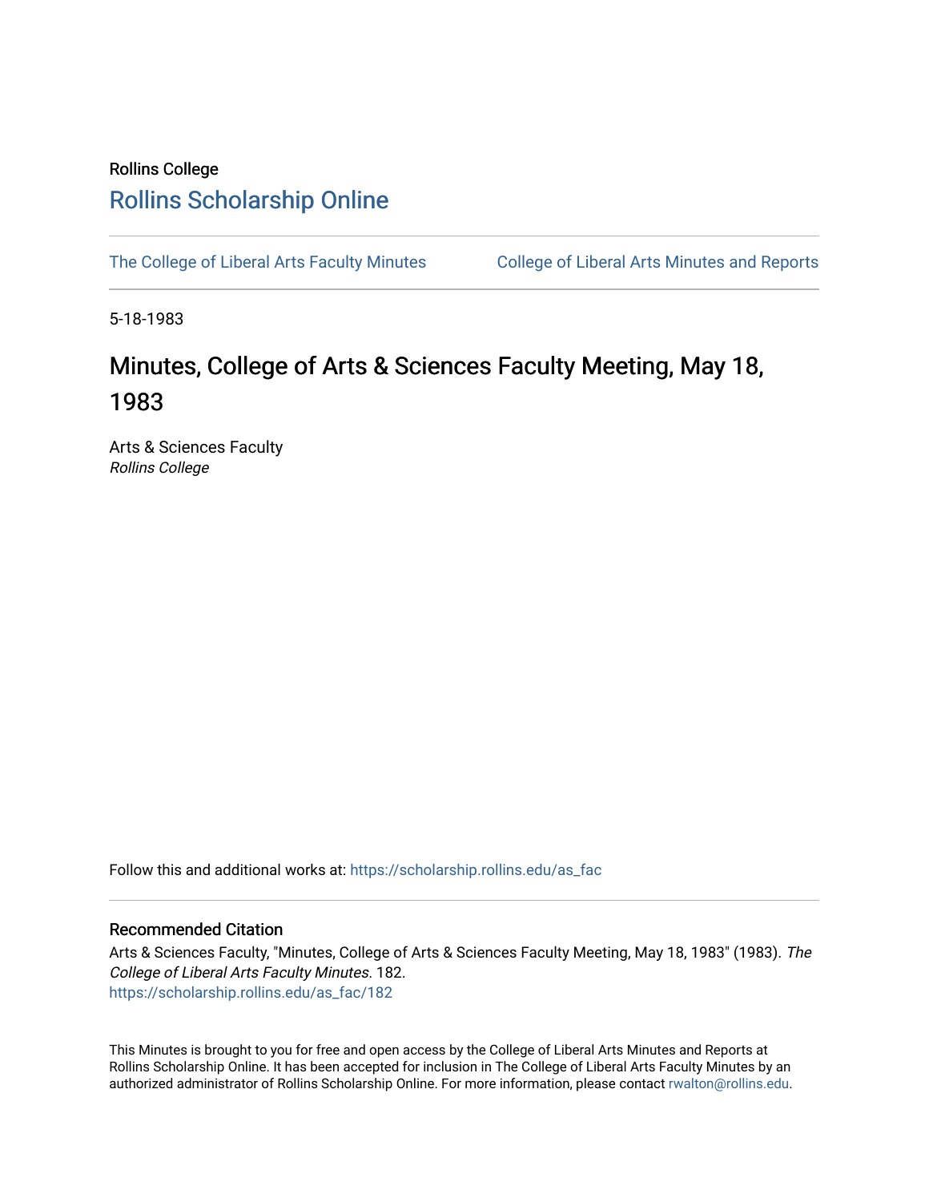Rollins College

## Rollins Scholarship Online

The College of Liberal Arts Faculty Minutes | College of Liberal Arts Minutes and Reports

5-18-1983

# Minutes, College of Arts & Sciences Faculty Meeting, May 18, 1983

Arts & Sciences Faculty
*Rollins College*

Follow this and additional works at: https://scholarship.rollins.edu/as_fac

### Recommended Citation

Arts & Sciences Faculty, "Minutes, College of Arts & Sciences Faculty Meeting, May 18, 1983" (1983). *The College of Liberal Arts Faculty Minutes*. 182.
https://scholarship.rollins.edu/as_fac/182

This Minutes is brought to you for free and open access by the College of Liberal Arts Minutes and Reports at Rollins Scholarship Online. It has been accepted for inclusion in The College of Liberal Arts Faculty Minutes by an authorized administrator of Rollins Scholarship Online. For more information, please contact rwalton@rollins.edu.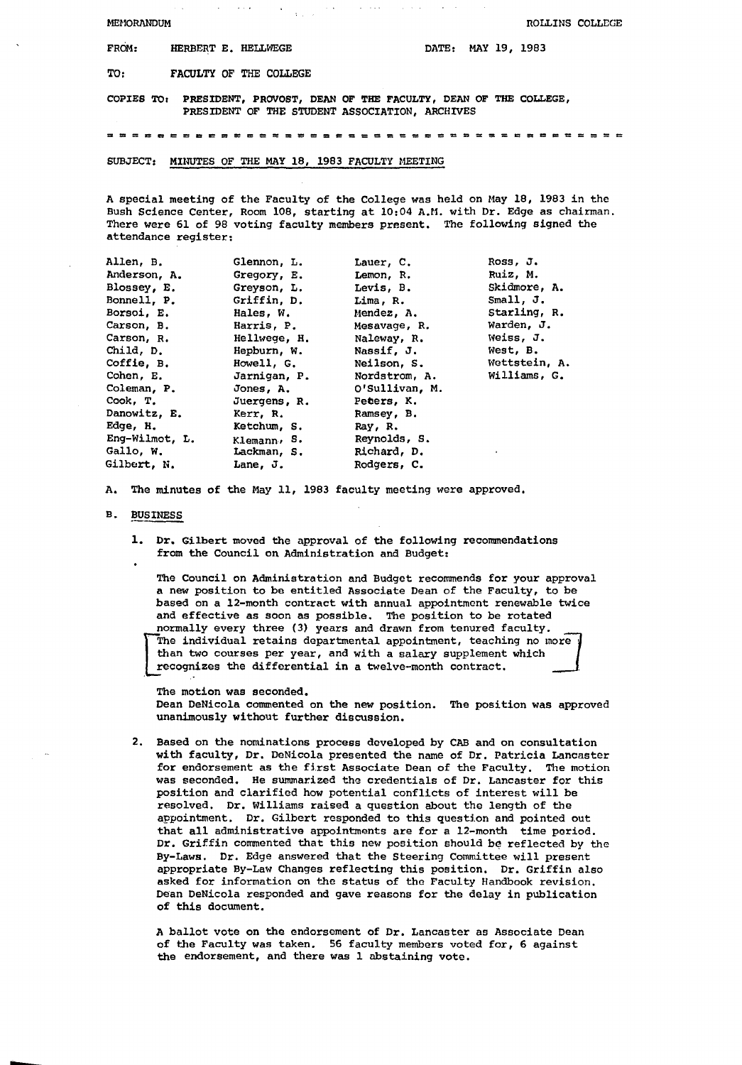MEMORANDUM ROLLINS COLLEGE

FROM: HERBERT E. HELLWEGE DATE: MAY 19, 1983

TO: FACULTY OF THE COLLEGE

COPIES TO: PRESIDENT, PROVOST, DEAN OF THE FACULTY, DEAN OF THE COLLEGE, PRESIDENT OF THE STUDENT ASSOCIATION, ARCHIVES

= = = = = = = = = = = = = = = = = = = = = = = = = = = = = = = = = = = = = = = = = =

SUBJECT: MINUTES OF THE MAY 18, 1983 FACULTY MEETING

A special meeting of the Faculty of the College was held on May 18, 1983 in the Bush Science Center, Room 108, starting at 10:04 A.M. with Dr. Edge as chairman. There were 61 of 98 voting faculty members present. The following signed the attendance register:

| | | | |
|---|---|---|---|
| Allen, B. | Glennon, L. | Lauer, C. | Ross, J. |
| Anderson, A. | Gregory, E. | Lemon, R. | Ruiz, M. |
| Blossey, E. | Greyson, L. | Levis, B. | Skidmore, A. |
| Bonnell, P. | Griffin, D. | Lima, R. | Small, J. |
| Borsoi, E. | Hales, W. | Mendez, A. | Starling, R. |
| Carson, B. | Harris, P. | Mesavage, R. | Warden, J. |
| Carson, R. | Hellwege, H. | Naleway, R. | Weiss, J. |
| Child, D. | Hepburn, W. | Nassif, J. | West, B. |
| Coffie, B. | Howell, G. | Neilson, S. | Wettstein, A. |
| Cohen, E. | Jarnigan, P. | Nordstrom, A. | Williams, G. |
| Coleman, P. | Jones, A. | O'Sullivan, M. | |
| Cook, T. | Juergens, R. | Peters, K. | |
| Danowitz, E. | Kerr, R. | Ramsey, B. | |
| Edge, H. | Ketchum, S. | Ray, R. | |
| Eng-Wilmot, L. | Klemann, S. | Reynolds, S. | |
| Gallo, W. | Lackman, S. | Richard, D. | |
| Gilbert, N. | Lane, J. | Rodgers, C. | |

A. The minutes of the May 11, 1983 faculty meeting were approved.

B. BUSINESS

1. Dr. Gilbert moved the approval of the following recommendations from the Council on Administration and Budget:

   The Council on Administration and Budget recommends for your approval a new position to be entitled Associate Dean of the Faculty, to be based on a 12-month contract with annual appointment renewable twice and effective as soon as possible. The position to be rotated normally every three (3) years and drawn from tenured faculty. The individual retains departmental appointment, teaching no more than two courses per year, and with a salary supplement which recognizes the differential in a twelve-month contract.

   The motion was seconded.
   Dean DeNicola commented on the new position. The position was approved unanimously without further discussion.

2. Based on the nominations process developed by CAB and on consultation with faculty, Dr. DeNicola presented the name of Dr. Patricia Lancaster for endorsement as the first Associate Dean of the Faculty. The motion was seconded. He summarized the credentials of Dr. Lancaster for this position and clarified how potential conflicts of interest will be resolved. Dr. Williams raised a question about the length of the appointment. Dr. Gilbert responded to this question and pointed out that all administrative appointments are for a 12-month time period. Dr. Griffin commented that this new position should be reflected by the By-Laws. Dr. Edge answered that the Steering Committee will present appropriate By-Law Changes reflecting this position. Dr. Griffin also asked for information on the status of the Faculty Handbook revision. Dean DeNicola responded and gave reasons for the delay in publication of this document.

   A ballot vote on the endorsement of Dr. Lancaster as Associate Dean of the Faculty was taken. 56 faculty members voted for, 6 against the endorsement, and there was 1 abstaining vote.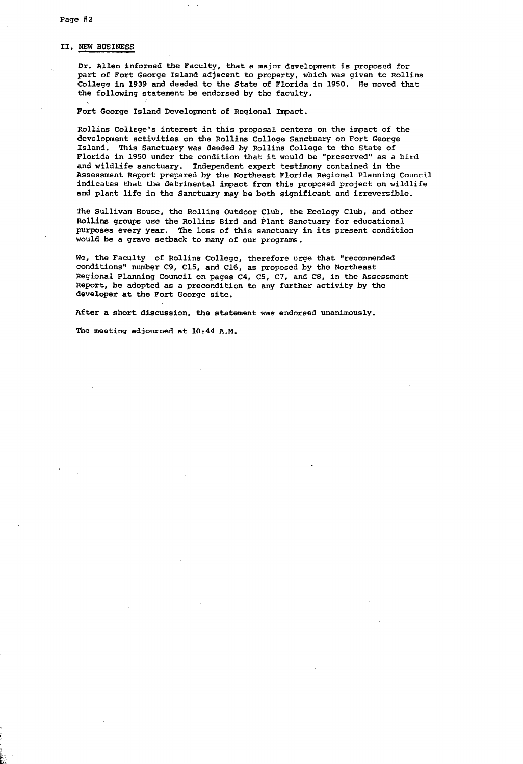## II. NEW BUSINESS

Dr. Allen informed the Faculty, that a major development is proposed for part of Fort George Island adjacent to property, which was given to Rollins College in 1939 and deeded to the State of Florida in 1950. He moved that the following statement be endorsed by the faculty.

Fort George Island Development of Regional Impact.

Rollins College's interest in this proposal centers on the impact of the development activities on the Rollins College Sanctuary on Fort George Island. This Sanctuary was deeded by Rollins College to the State of Florida in 1950 under the condition that it would be "preserved" as a bird and wildlife sanctuary. Independent expert testimony contained in the Assessment Report prepared by the Northeast Florida Regional Planning Council indicates that the detrimental impact from this proposed project on wildlife and plant life in the Sanctuary may be both significant and irreversible.

The Sullivan House, the Rollins Outdoor Club, the Ecology Club, and other Rollins groups use the Rollins Bird and Plant Sanctuary for educational purposes every year. The loss of this sanctuary in its present condition would be a grave setback to many of our programs.

We, the Faculty of Rollins College, therefore urge that "recommended conditions" number C9, C15, and C16, as proposed by the Northeast Regional Planning Council on pages C4, C5, C7, and C8, in the Assessment Report, be adopted as a precondition to any further activity by the developer at the Fort George site.

After a short discussion, the statement was endorsed unanimously.

The meeting adjourned at 10:44 A.M.